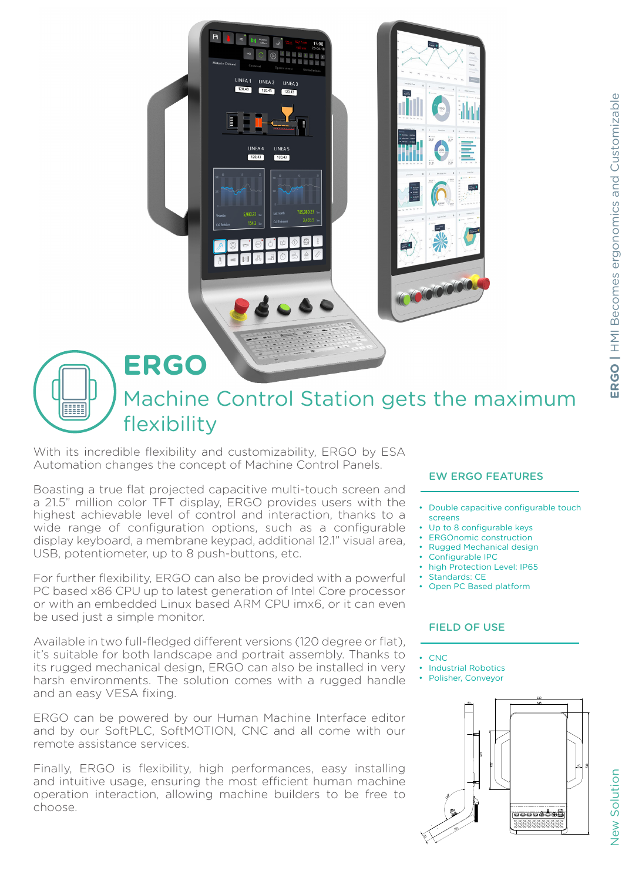# ERGO

## Machine Control Station gets the maximum flexibility

With its incredible flexibility and customizability, ERGO by ESA Automation changes the concept of Machine Control Panels.

Boasting a true flat projected capacitive multi-touch screen and a 21.5" million color TFT display, ERGO provides users with the highest achievable level of control and interaction, thanks to a wide range of configuration options, such as a configurable display keyboard, a membrane keypad, additional 12.1" visual area, USB, potentiometer, up to 8 push-buttons, etc.

For further flexibility, ERGO can also be provided with a powerful PC based x86 CPU up to latest generation of Intel Core processor or with an embedded Linux based ARM CPU imx6, or it can even be used just a simple monitor.

Available in two full-fledged different versions (120 degree or flat), it's suitable for both landscape and portrait assembly. Thanks to its rugged mechanical design, ERGO can also be installed in very harsh environments. The solution comes with a rugged handle and an easy VESA fixing.

ERGO can be powered by our Human Machine Interface editor and by our SoftPLC, SoftMOTION, CNC and all come with our remote assistance services.

Finally, ERGO is flexibility, high performances, easy installing and intuitive usage, ensuring the most efficient human machine operation interaction, allowing machine builders to be free to choose.

### EW ERGO FEATURES

- Double capacitive configurable touch screens
- Up to 8 configurable keys
- ERGOnomic construction
- Rugged Mechanical design
- Configurable IPC
- high Protection Level: IP65
- Standards: CE
- Open PC Based platform

### FIELD OF USE

- CNC
- Industrial Robotics
- Polisher, Conveyor

**ERGO** | HMI Becomes ergonomics and Customizable

New Solution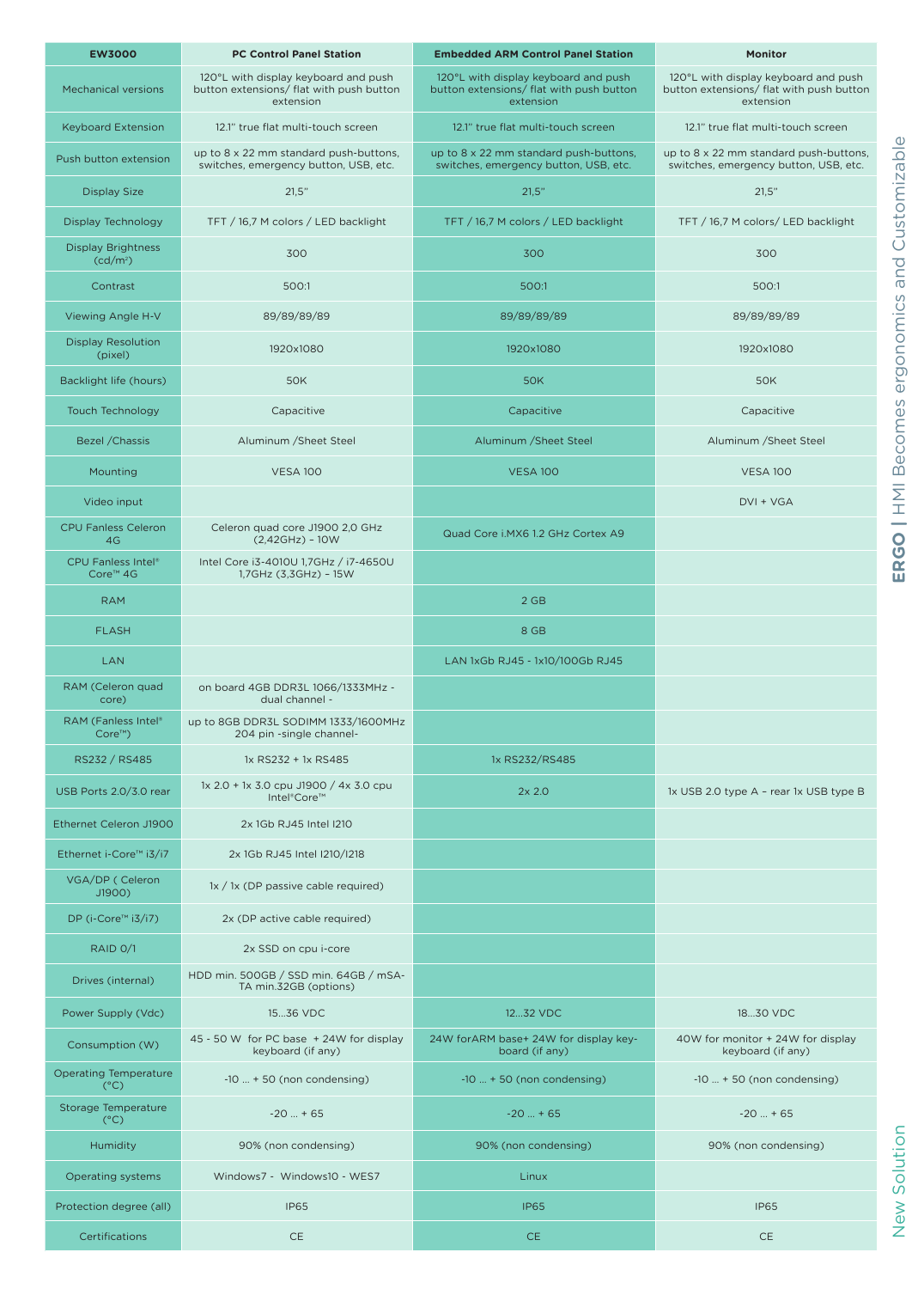| EW3000 | PC Control Panel Station | Embedded ARM Control Panel Station | Monitor |
|---|---|---|---|
| Mechanical versions | 120°L with display keyboard and push button extensions/ flat with push button extension | 120°L with display keyboard and push button extensions/ flat with push button extension | 120°L with display keyboard and push button extensions/ flat with push button extension |
| Keyboard Extension | 12.1" true flat multi-touch screen | 12.1" true flat multi-touch screen | 12.1" true flat multi-touch screen |
| Push button extension | up to 8 x 22 mm standard push-buttons, switches, emergency button, USB, etc. | up to 8 x 22 mm standard push-buttons, switches, emergency button, USB, etc. | up to 8 x 22 mm standard push-buttons, switches, emergency button, USB, etc. |
| Display Size | 21,5" | 21,5" | 21,5" |
| Display Technology | TFT / 16,7 M colors / LED backlight | TFT / 16,7 M colors / LED backlight | TFT / 16,7 M colors/ LED backlight |
| Display Brightness (cd/m²) | 300 | 300 | 300 |
| Contrast | 500:1 | 500:1 | 500:1 |
| Viewing Angle H-V | 89/89/89/89 | 89/89/89/89 | 89/89/89/89 |
| Display Resolution (pixel) | 1920x1080 | 1920x1080 | 1920x1080 |
| Backlight life (hours) | 50K | 50K | 50K |
| Touch Technology | Capacitive | Capacitive | Capacitive |
| Bezel /Chassis | Aluminum /Sheet Steel | Aluminum /Sheet Steel | Aluminum /Sheet Steel |
| Mounting | VESA 100 | VESA 100 | VESA 100 |
| Video input | | | DVI + VGA |
| CPU Fanless Celeron 4G | Celeron quad core J1900 2,0 GHz (2,42GHz) - 10W | Quad Core i.MX6 1.2 GHz Cortex A9 | |
| CPU Fanless Intel® Core™ 4G | Intel Core i3-4010U 1,7GHz / i7-4650U 1,7GHz (3,3GHz) - 15W | | |
| RAM | | 2 GB | |
| FLASH | | 8 GB | |
| LAN | | LAN 1xGb RJ45 - 1x10/100Gb RJ45 | |
| RAM (Celeron quad core) | on board 4GB DDR3L 1066/1333MHz - dual channel - | | |
| RAM (Fanless Intel® Core™) | up to 8GB DDR3L SODIMM 1333/1600MHz 204 pin -single channel- | | |
| RS232 / RS485 | 1x RS232 + 1x RS485 | 1x RS232/RS485 | |
| USB Ports 2.0/3.0 rear | 1x 2.0 + 1x 3.0 cpu J1900 / 4x 3.0 cpu Intel®Core™ | 2x 2.0 | 1x USB 2.0 type A - rear 1x USB type B |
| Ethernet Celeron J1900 | 2x 1Gb RJ45 Intel I210 | | |
| Ethernet i-Core™ i3/i7 | 2x 1Gb RJ45 Intel I210/I218 | | |
| VGA/DP ( Celeron J1900) | 1x / 1x (DP passive cable required) | | |
| DP (i-Core™ i3/i7) | 2x (DP active cable required) | | |
| RAID 0/1 | 2x SSD on cpu i-core | | |
| Drives (internal) | HDD min. 500GB / SSD min. 64GB / mSA-TA min.32GB (options) | | |
| Power Supply (Vdc) | 15...36 VDC | 12...32 VDC | 18...30 VDC |
| Consumption (W) | 45 - 50 W for PC base + 24W for display keyboard (if any) | 24W forARM base+ 24W for display key-board (if any) | 40W for monitor + 24W for display keyboard (if any) |
| Operating Temperature (°C) | -10 ... + 50 (non condensing) | -10 ... + 50 (non condensing) | -10 ... + 50 (non condensing) |
| Storage Temperature (°C) | -20 ... + 65 | -20 ... + 65 | -20 ... + 65 |
| Humidity | 90% (non condensing) | 90% (non condensing) | 90% (non condensing) |
| Operating systems | Windows7 - Windows10 - WES7 | Linux | |
| Protection degree (all) | IP65 | IP65 | IP65 |
| Certifications | CE | CE | CE |

ERGO | HMI Becomes ergonomics and Customizable

New Solution